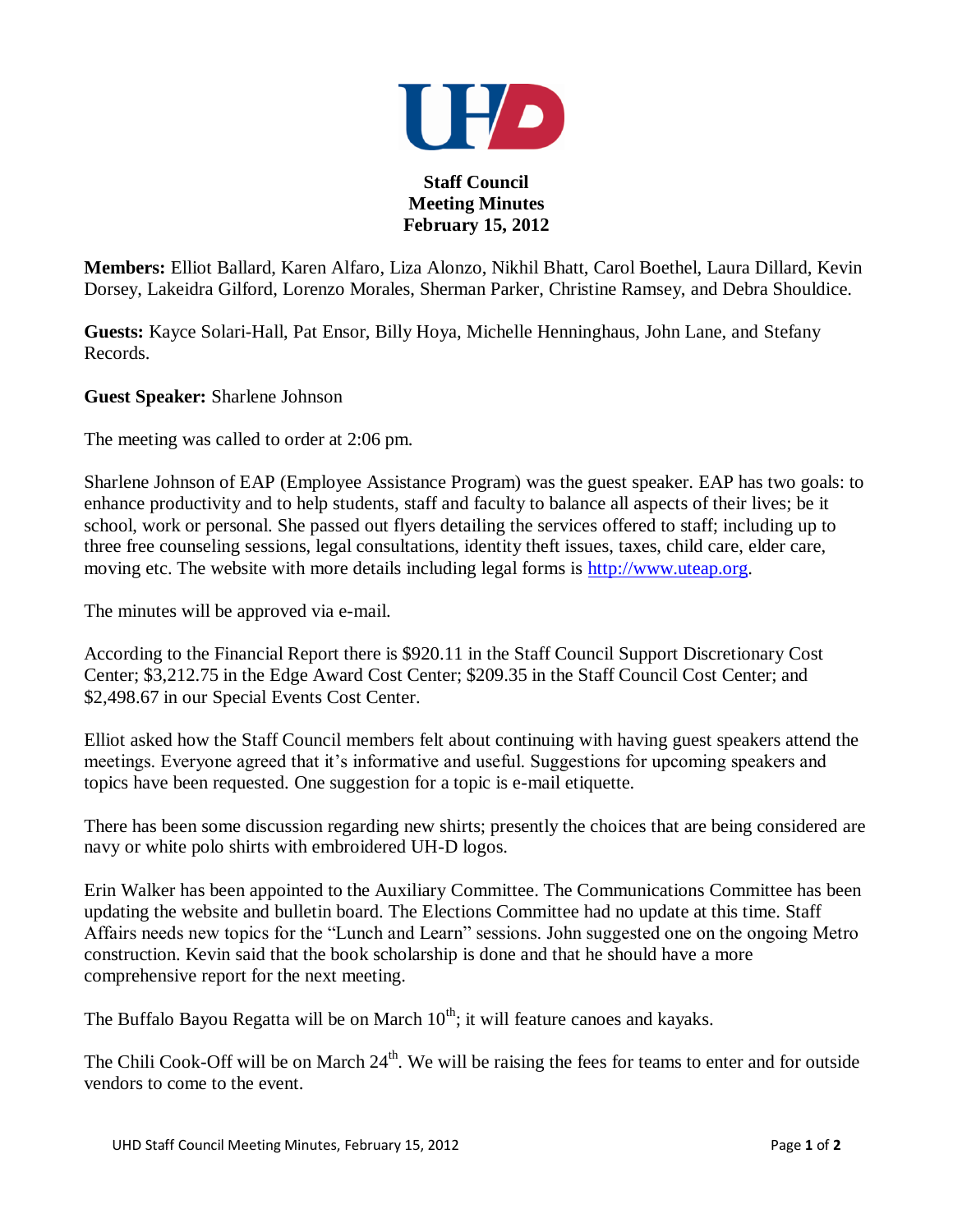**Staff Council**
**Meeting Minutes**
**February 15, 2012**

**Members:** Elliot Ballard, Karen Alfaro, Liza Alonzo, Nikhil Bhatt, Carol Boethel, Laura Dillard, Kevin Dorsey, Lakeidra Gilford, Lorenzo Morales, Sherman Parker, Christine Ramsey, and Debra Shouldice.

**Guests:** Kayce Solari-Hall, Pat Ensor, Billy Hoya, Michelle Henninghaus, John Lane, and Stefany Records.

**Guest Speaker:** Sharlene Johnson

The meeting was called to order at 2:06 pm.

Sharlene Johnson of EAP (Employee Assistance Program) was the guest speaker. EAP has two goals: to enhance productivity and to help students, staff and faculty to balance all aspects of their lives; be it school, work or personal. She passed out flyers detailing the services offered to staff; including up to three free counseling sessions, legal consultations, identity theft issues, taxes, child care, elder care, moving etc. The website with more details including legal forms is http://www.uteap.org.

The minutes will be approved via e-mail.

According to the Financial Report there is $920.11 in the Staff Council Support Discretionary Cost Center; $3,212.75 in the Edge Award Cost Center; $209.35 in the Staff Council Cost Center; and $2,498.67 in our Special Events Cost Center.

Elliot asked how the Staff Council members felt about continuing with having guest speakers attend the meetings. Everyone agreed that it's informative and useful. Suggestions for upcoming speakers and topics have been requested. One suggestion for a topic is e-mail etiquette.

There has been some discussion regarding new shirts; presently the choices that are being considered are navy or white polo shirts with embroidered UH-D logos.

Erin Walker has been appointed to the Auxiliary Committee. The Communications Committee has been updating the website and bulletin board. The Elections Committee had no update at this time. Staff Affairs needs new topics for the "Lunch and Learn" sessions. John suggested one on the ongoing Metro construction. Kevin said that the book scholarship is done and that he should have a more comprehensive report for the next meeting.

The Buffalo Bayou Regatta will be on March 10th; it will feature canoes and kayaks.

The Chili Cook-Off will be on March 24th. We will be raising the fees for teams to enter and for outside vendors to come to the event.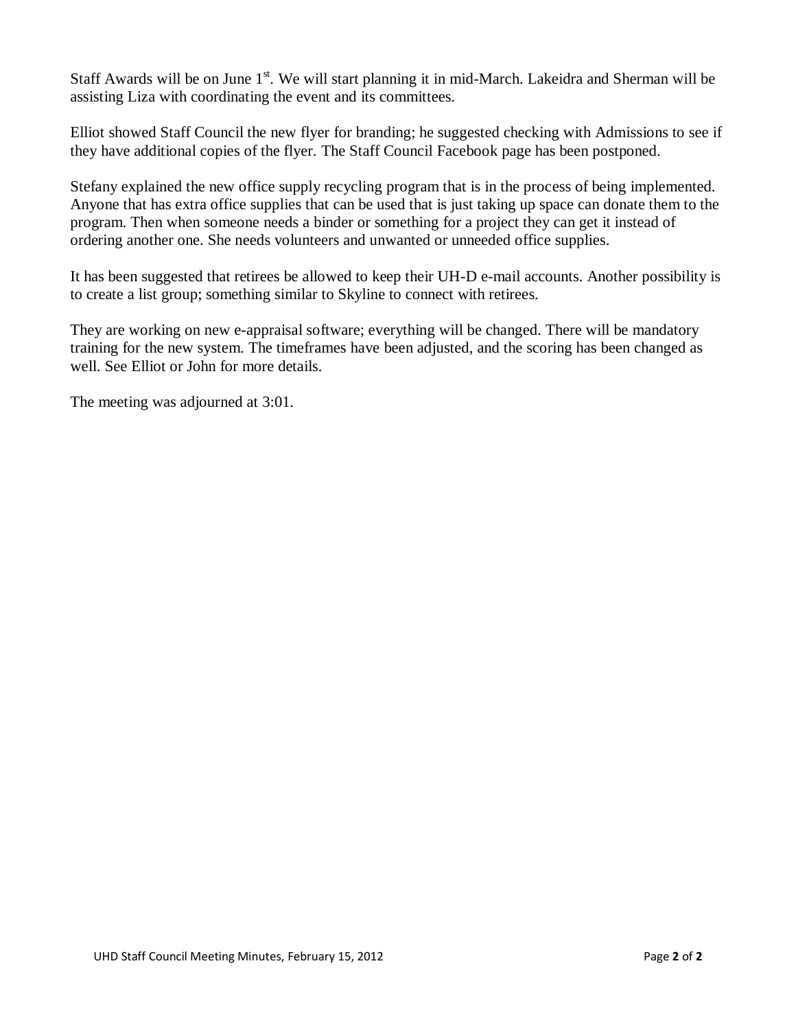Staff Awards will be on June 1st. We will start planning it in mid-March. Lakeidra and Sherman will be assisting Liza with coordinating the event and its committees.

Elliot showed Staff Council the new flyer for branding; he suggested checking with Admissions to see if they have additional copies of the flyer. The Staff Council Facebook page has been postponed.

Stefany explained the new office supply recycling program that is in the process of being implemented. Anyone that has extra office supplies that can be used that is just taking up space can donate them to the program. Then when someone needs a binder or something for a project they can get it instead of ordering another one. She needs volunteers and unwanted or unneeded office supplies.

It has been suggested that retirees be allowed to keep their UH-D e-mail accounts. Another possibility is to create a list group; something similar to Skyline to connect with retirees.

They are working on new e-appraisal software; everything will be changed. There will be mandatory training for the new system. The timeframes have been adjusted, and the scoring has been changed as well. See Elliot or John for more details.

The meeting was adjourned at 3:01.